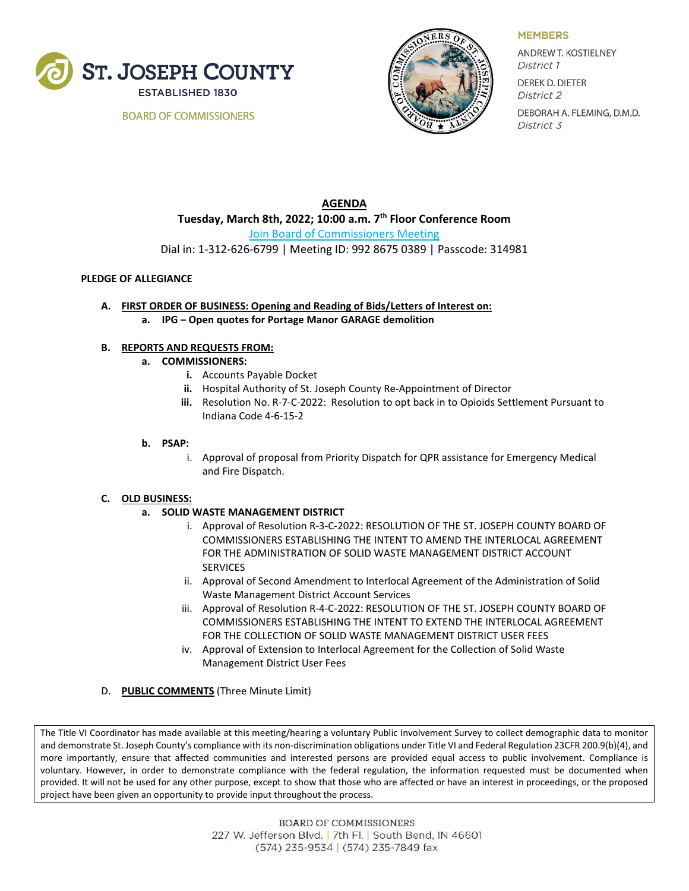# ST. JOSEPH COUNTY

ESTABLISHED 1830

BOARD OF COMMISSIONERS

**MEMBERS**

ANDREW T. KOSTIELNEY
*District 1*

DEREK D. DIETER
*District 2*

DEBORAH A. FLEMING, D.M.D.
*District 3*

## AGENDA

**Tuesday, March 8th, 2022; 10:00 a.m. 7th Floor Conference Room**

Join Board of Commissioners Meeting

Dial in: 1-312-626-6799 | Meeting ID: 992 8675 0389 | Passcode: 314981

**PLEDGE OF ALLEGIANCE**

**A. FIRST ORDER OF BUSINESS: Opening and Reading of Bids/Letters of Interest on:**

- **a. IPG – Open quotes for Portage Manor GARAGE demolition**

**B. REPORTS AND REQUESTS FROM:**

- **a. COMMISSIONERS:**
    - **i.** Accounts Payable Docket
    - **ii.** Hospital Authority of St. Joseph County Re-Appointment of Director
    - **iii.** Resolution No. R-7-C-2022: Resolution to opt back in to Opioids Settlement Pursuant to Indiana Code 4-6-15-2
- **b. PSAP:**
    - i. Approval of proposal from Priority Dispatch for QPR assistance for Emergency Medical and Fire Dispatch.

**C. OLD BUSINESS:**

- **a. SOLID WASTE MANAGEMENT DISTRICT**
    - i. Approval of Resolution R-3-C-2022: RESOLUTION OF THE ST. JOSEPH COUNTY BOARD OF COMMISSIONERS ESTABLISHING THE INTENT TO AMEND THE INTERLOCAL AGREEMENT FOR THE ADMINISTRATION OF SOLID WASTE MANAGEMENT DISTRICT ACCOUNT SERVICES
    - ii. Approval of Second Amendment to Interlocal Agreement of the Administration of Solid Waste Management District Account Services
    - iii. Approval of Resolution R-4-C-2022: RESOLUTION OF THE ST. JOSEPH COUNTY BOARD OF COMMISSIONERS ESTABLISHING THE INTENT TO EXTEND THE INTERLOCAL AGREEMENT FOR THE COLLECTION OF SOLID WASTE MANAGEMENT DISTRICT USER FEES
    - iv. Approval of Extension to Interlocal Agreement for the Collection of Solid Waste Management District User Fees

D. **PUBLIC COMMENTS** (Three Minute Limit)

The Title VI Coordinator has made available at this meeting/hearing a voluntary Public Involvement Survey to collect demographic data to monitor and demonstrate St. Joseph County's compliance with its non-discrimination obligations under Title VI and Federal Regulation 23CFR 200.9(b)(4), and more importantly, ensure that affected communities and interested persons are provided equal access to public involvement. Compliance is voluntary. However, in order to demonstrate compliance with the federal regulation, the information requested must be documented when provided. It will not be used for any other purpose, except to show that those who are affected or have an interest in proceedings, or the proposed project have been given an opportunity to provide input throughout the process.

BOARD OF COMMISSIONERS
227 W. Jefferson Blvd. | 7th Fl. | South Bend, IN 46601
(574) 235-9534 | (574) 235-7849 fax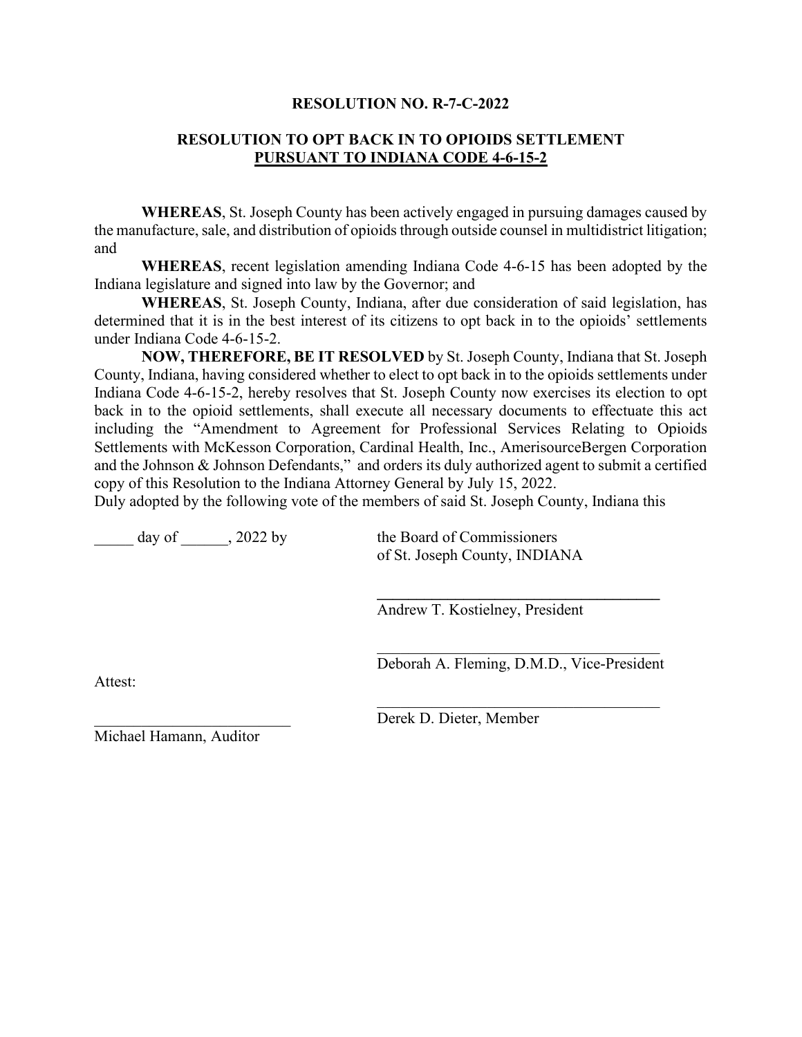**RESOLUTION NO. R-7-C-2022**

**RESOLUTION TO OPT BACK IN TO OPIOIDS SETTLEMENT**
**PURSUANT TO INDIANA CODE 4-6-15-2**

**WHEREAS**, St. Joseph County has been actively engaged in pursuing damages caused by the manufacture, sale, and distribution of opioids through outside counsel in multidistrict litigation; and

**WHEREAS**, recent legislation amending Indiana Code 4-6-15 has been adopted by the Indiana legislature and signed into law by the Governor; and

**WHEREAS**, St. Joseph County, Indiana, after due consideration of said legislation, has determined that it is in the best interest of its citizens to opt back in to the opioids' settlements under Indiana Code 4-6-15-2.

**NOW, THEREFORE, BE IT RESOLVED** by St. Joseph County, Indiana that St. Joseph County, Indiana, having considered whether to elect to opt back in to the opioids settlements under Indiana Code 4-6-15-2, hereby resolves that St. Joseph County now exercises its election to opt back in to the opioid settlements, shall execute all necessary documents to effectuate this act including the "Amendment to Agreement for Professional Services Relating to Opioids Settlements with McKesson Corporation, Cardinal Health, Inc., AmerisourceBergen Corporation and the Johnson & Johnson Defendants," and orders its duly authorized agent to submit a certified copy of this Resolution to the Indiana Attorney General by July 15, 2022.

Duly adopted by the following vote of the members of said St. Joseph County, Indiana this

_____ day of ______, 2022 by the Board of Commissioners of St. Joseph County, INDIANA

_____________________________________
Andrew T. Kostielney, President

_____________________________________
Deborah A. Fleming, D.M.D., Vice-President

_____________________________________
Derek D. Dieter, Member

Attest:

_________________________
Michael Hamann, Auditor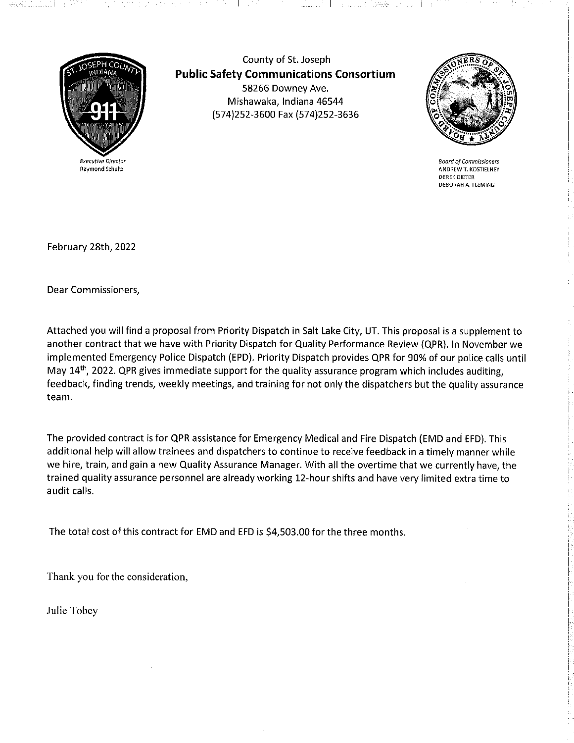County of St. Joseph
**Public Safety Communications Consortium**
58266 Downey Ave.
Mishawaka, Indiana 46544
(574)252-3600 Fax (574)252-3636

*Executive Director*
Raymond Schultz

*Board of Commissioners*
ANDREW T. KOSTIELNEY
DEREK DIETER
DEBORAH A. FLEMING

February 28th, 2022

Dear Commissioners,

Attached you will find a proposal from Priority Dispatch in Salt Lake City, UT. This proposal is a supplement to another contract that we have with Priority Dispatch for Quality Performance Review (QPR). In November we implemented Emergency Police Dispatch (EPD). Priority Dispatch provides QPR for 90% of our police calls until May 14th, 2022. QPR gives immediate support for the quality assurance program which includes auditing, feedback, finding trends, weekly meetings, and training for not only the dispatchers but the quality assurance team.

The provided contract is for QPR assistance for Emergency Medical and Fire Dispatch (EMD and EFD). This additional help will allow trainees and dispatchers to continue to receive feedback in a timely manner while we hire, train, and gain a new Quality Assurance Manager. With all the overtime that we currently have, the trained quality assurance personnel are already working 12-hour shifts and have very limited extra time to audit calls.

The total cost of this contract for EMD and EFD is $4,503.00 for the three months.

Thank you for the consideration,

Julie Tobey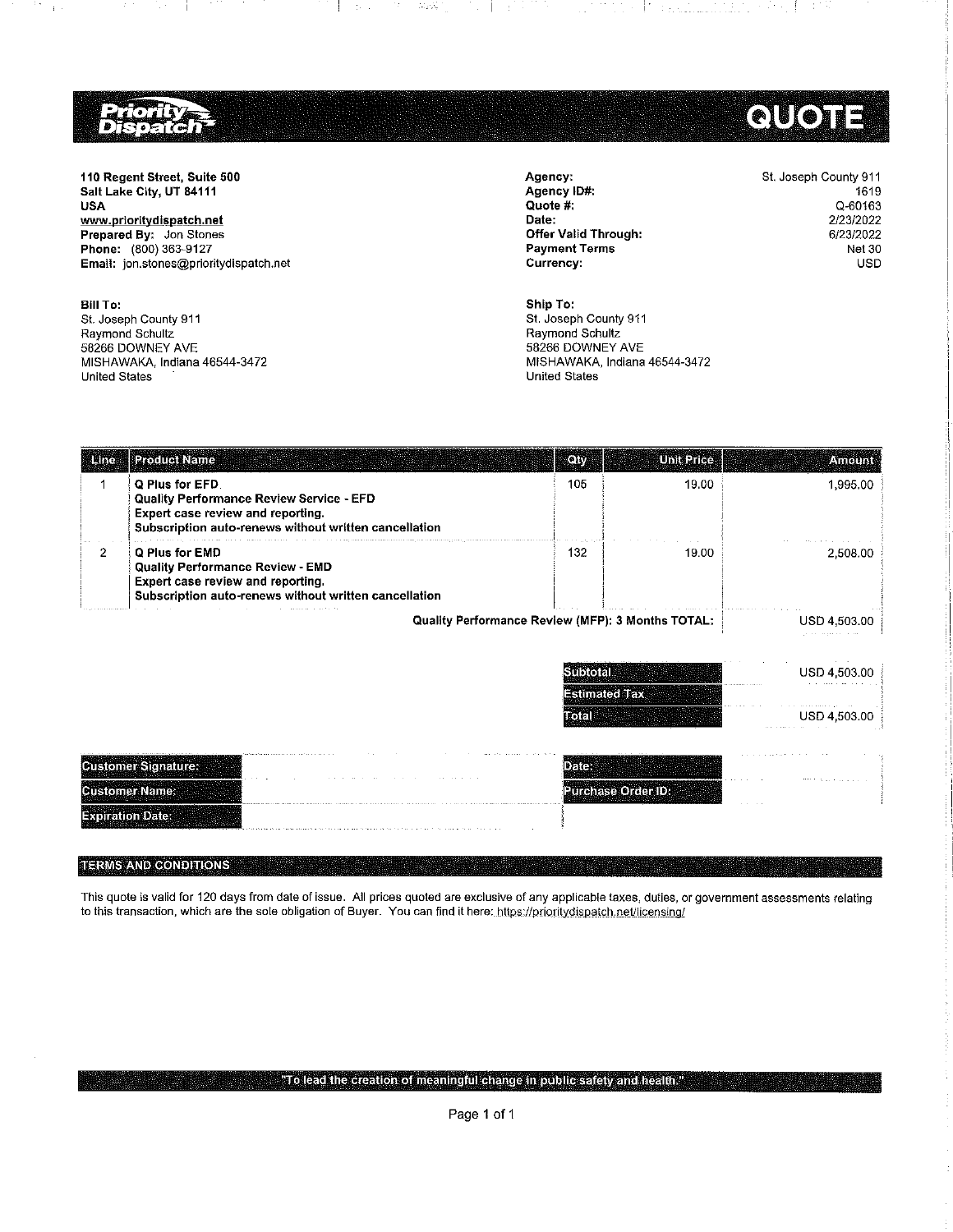**Priority Dispatch**

# QUOTE

**110 Regent Street, Suite 500**
**Salt Lake City, UT 84111**
**USA**
**www.prioritydispatch.net**
**Prepared By:** Jon Stones
**Phone:** (800) 363-9127
**Email:** jon.stones@prioritydispatch.net

| | |
|---|---|
| **Agency:** | St. Joseph County 911 |
| **Agency ID#:** | 1619 |
| **Quote #:** | Q-60163 |
| **Date:** | 2/23/2022 |
| **Offer Valid Through:** | 6/23/2022 |
| **Payment Terms** | Net 30 |
| **Currency:** | USD |

**Bill To:**
St. Joseph County 911
Raymond Schultz
58266 DOWNEY AVE
MISHAWAKA, Indiana 46544-3472
United States

**Ship To:**
St. Joseph County 911
Raymond Schultz
58266 DOWNEY AVE
MISHAWAKA, Indiana 46544-3472
United States

| Line | Product Name | Qty | Unit Price | Amount |
|---|---|---|---|---|
| 1 | Q Plus for EFD<br>**Quality Performance Review Service - EFD**<br>**Expert case review and reporting.**<br>**Subscription auto-renews without written cancellation** | 105 | 19.00 | 1,995.00 |
| 2 | Q Plus for EMD<br>**Quality Performance Review - EMD**<br>**Expert case review and reporting.**<br>**Subscription auto-renews without written cancellation** | 132 | 19.00 | 2,508.00 |
| | **Quality Performance Review (MFP): 3 Months TOTAL:** | | | USD 4,503.00 |

| | |
|---|---|
| **Subtotal** | USD 4,503.00 |
| **Estimated Tax** | |
| **Total** | USD 4,503.00 |

| | | | |
|---|---|---|---|
| **Customer Signature:** | | **Date:** | |
| **Customer Name:** | | **Purchase Order ID:** | |
| **Expiration Date:** | | | |

## TERMS AND CONDITIONS

This quote is valid for 120 days from date of issue. All prices quoted are exclusive of any applicable taxes, duties, or government assessments relating to this transaction, which are the sole obligation of Buyer. You can find it here: https://prioritydispatch.net/licensing/

"To lead the creation of meaningful change in public safety and health."